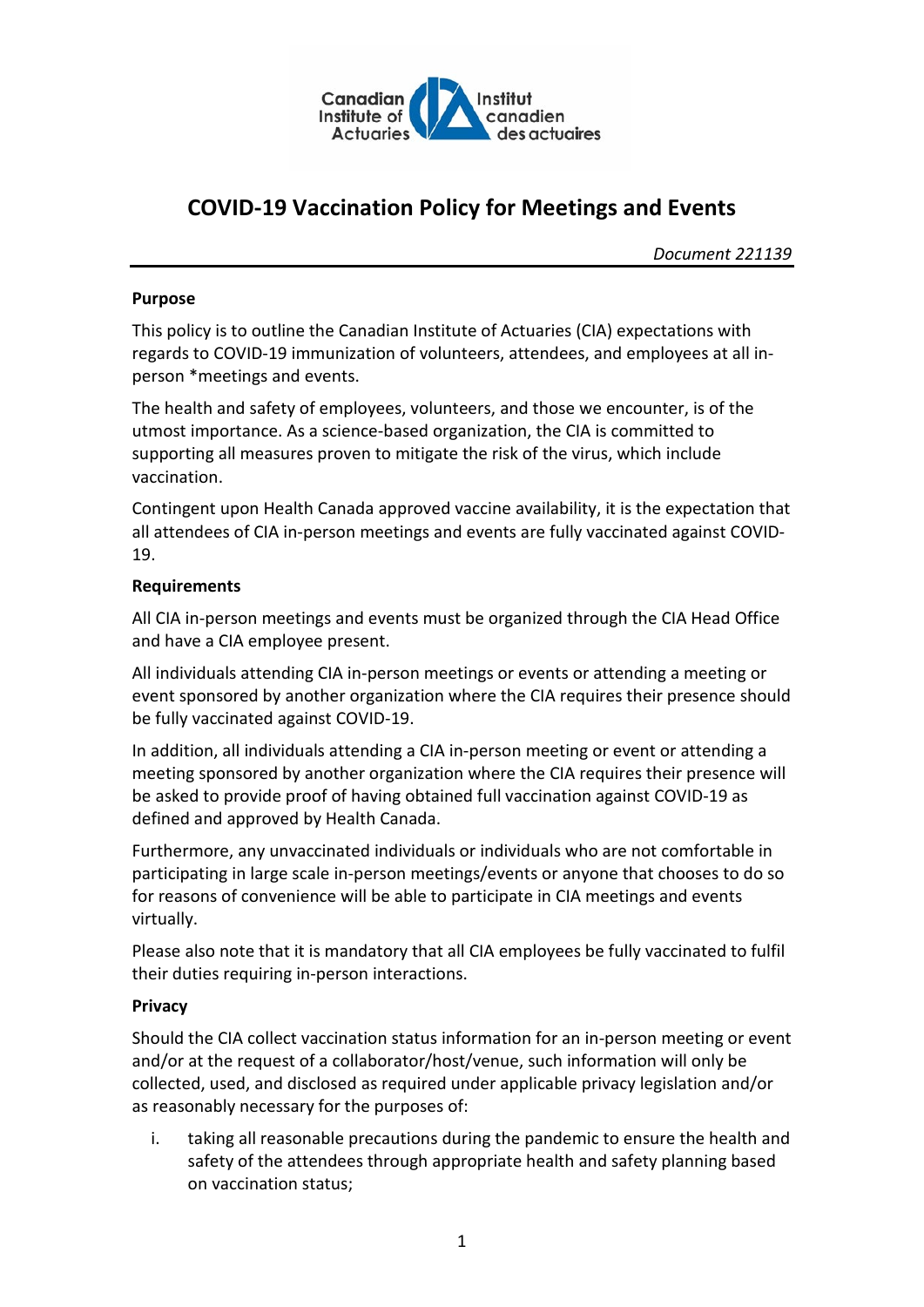Canadian Institute of Actuaries / Institut canadien des actuaires

# COVID-19 Vaccination Policy for Meetings and Events

*Document 221139*

**Purpose**

This policy is to outline the Canadian Institute of Actuaries (CIA) expectations with regards to COVID-19 immunization of volunteers, attendees, and employees at all in-person *meetings and events.

The health and safety of employees, volunteers, and those we encounter, is of the utmost importance. As a science-based organization, the CIA is committed to supporting all measures proven to mitigate the risk of the virus, which include vaccination.

Contingent upon Health Canada approved vaccine availability, it is the expectation that all attendees of CIA in-person meetings and events are fully vaccinated against COVID-19.

**Requirements**

All CIA in-person meetings and events must be organized through the CIA Head Office and have a CIA employee present.

All individuals attending CIA in-person meetings or events or attending a meeting or event sponsored by another organization where the CIA requires their presence should be fully vaccinated against COVID-19.

In addition, all individuals attending a CIA in-person meeting or event or attending a meeting sponsored by another organization where the CIA requires their presence will be asked to provide proof of having obtained full vaccination against COVID-19 as defined and approved by Health Canada.

Furthermore, any unvaccinated individuals or individuals who are not comfortable in participating in large scale in-person meetings/events or anyone that chooses to do so for reasons of convenience will be able to participate in CIA meetings and events virtually.

Please also note that it is mandatory that all CIA employees be fully vaccinated to fulfil their duties requiring in-person interactions.

**Privacy**

Should the CIA collect vaccination status information for an in-person meeting or event and/or at the request of a collaborator/host/venue, such information will only be collected, used, and disclosed as required under applicable privacy legislation and/or as reasonably necessary for the purposes of:

i. taking all reasonable precautions during the pandemic to ensure the health and safety of the attendees through appropriate health and safety planning based on vaccination status;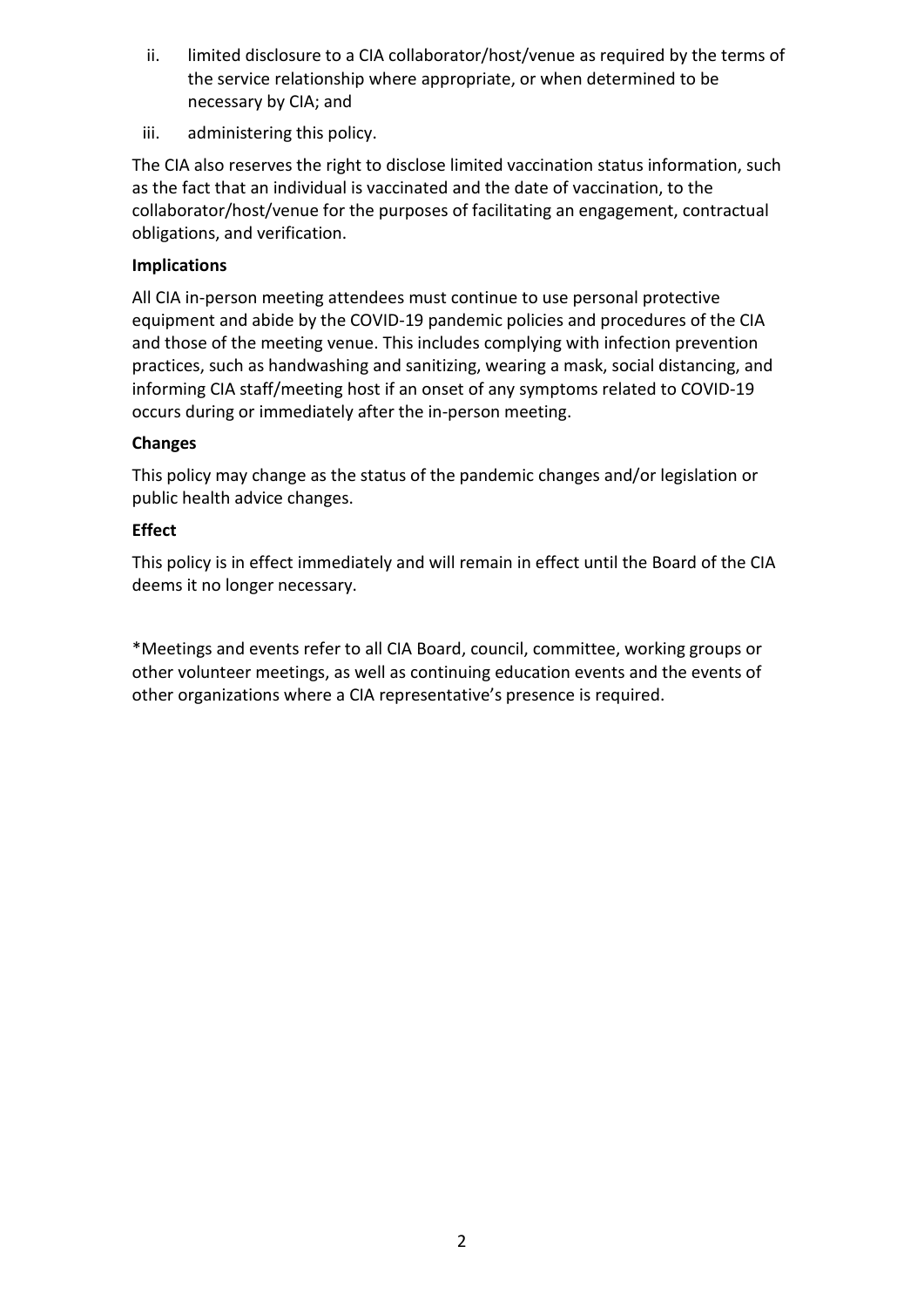ii. limited disclosure to a CIA collaborator/host/venue as required by the terms of the service relationship where appropriate, or when determined to be necessary by CIA; and

iii. administering this policy.

The CIA also reserves the right to disclose limited vaccination status information, such as the fact that an individual is vaccinated and the date of vaccination, to the collaborator/host/venue for the purposes of facilitating an engagement, contractual obligations, and verification.

**Implications**

All CIA in-person meeting attendees must continue to use personal protective equipment and abide by the COVID-19 pandemic policies and procedures of the CIA and those of the meeting venue. This includes complying with infection prevention practices, such as handwashing and sanitizing, wearing a mask, social distancing, and informing CIA staff/meeting host if an onset of any symptoms related to COVID-19 occurs during or immediately after the in-person meeting.

**Changes**

This policy may change as the status of the pandemic changes and/or legislation or public health advice changes.

**Effect**

This policy is in effect immediately and will remain in effect until the Board of the CIA deems it no longer necessary.

*Meetings and events refer to all CIA Board, council, committee, working groups or other volunteer meetings, as well as continuing education events and the events of other organizations where a CIA representative's presence is required.